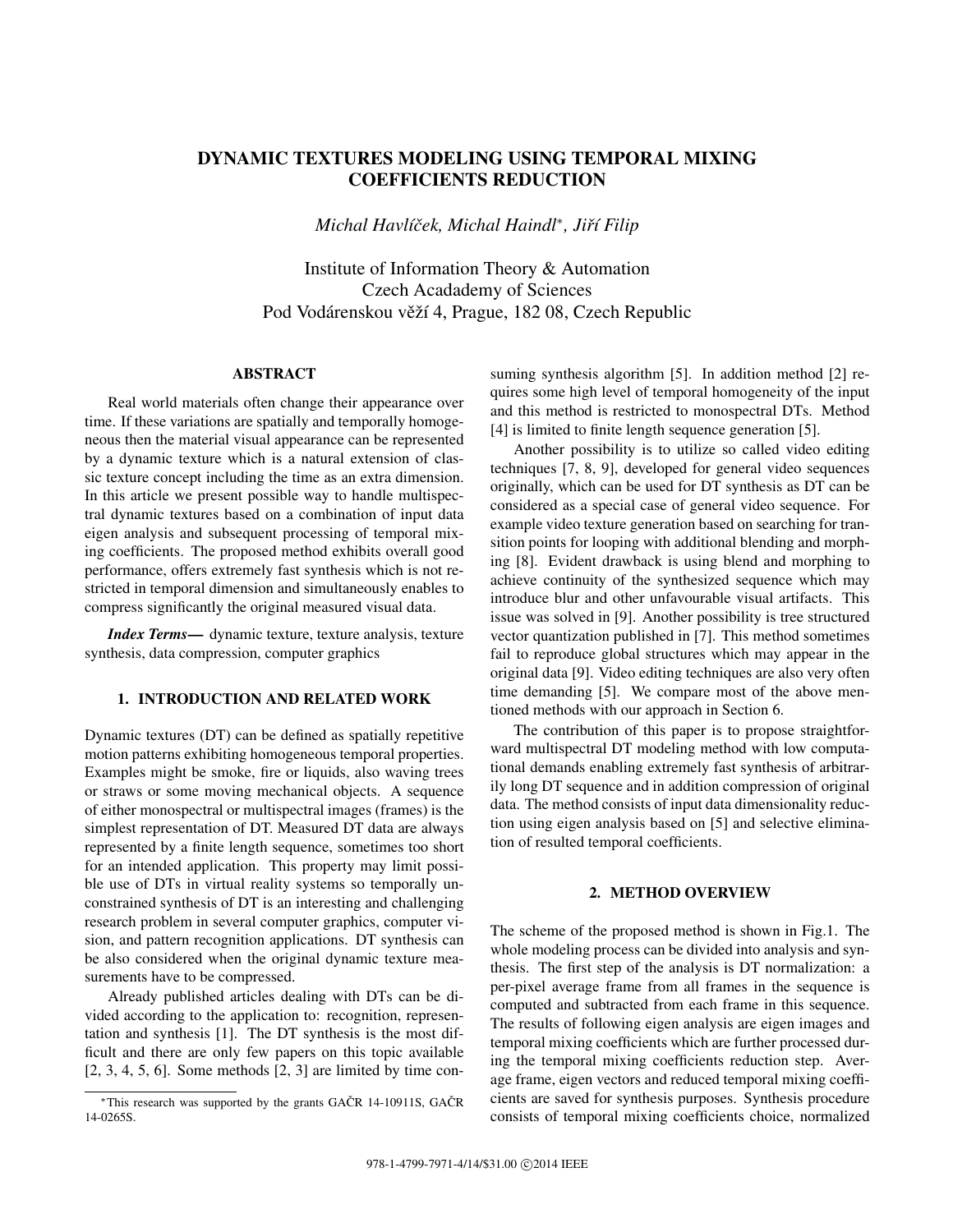# DYNAMIC TEXTURES MODELING USING TEMPORAL MIXING COEFFICIENTS REDUCTION

*Michal Havlíček, Michal Haindl*, Jiří Filip*

Institute of Information Theory & Automation
Czech Acadademy of Sciences
Pod Vodárenskou věží 4, Prague, 182 08, Czech Republic

## ABSTRACT

Real world materials often change their appearance over time. If these variations are spatially and temporally homogeneous then the material visual appearance can be represented by a dynamic texture which is a natural extension of classic texture concept including the time as an extra dimension. In this article we present possible way to handle multispectral dynamic textures based on a combination of input data eigen analysis and subsequent processing of temporal mixing coefficients. The proposed method exhibits overall good performance, offers extremely fast synthesis which is not restricted in temporal dimension and simultaneously enables to compress significantly the original measured visual data.

***Index Terms*—** dynamic texture, texture analysis, texture synthesis, data compression, computer graphics

## 1. INTRODUCTION AND RELATED WORK

Dynamic textures (DT) can be defined as spatially repetitive motion patterns exhibiting homogeneous temporal properties. Examples might be smoke, fire or liquids, also waving trees or straws or some moving mechanical objects. A sequence of either monospectral or multispectral images (frames) is the simplest representation of DT. Measured DT data are always represented by a finite length sequence, sometimes too short for an intended application. This property may limit possible use of DTs in virtual reality systems so temporally unconstrained synthesis of DT is an interesting and challenging research problem in several computer graphics, computer vision, and pattern recognition applications. DT synthesis can be also considered when the original dynamic texture measurements have to be compressed.

Already published articles dealing with DTs can be divided according to the application to: recognition, representation and synthesis [1]. The DT synthesis is the most difficult and there are only few papers on this topic available [2, 3, 4, 5, 6]. Some methods [2, 3] are limited by time consuming synthesis algorithm [5]. In addition method [2] requires some high level of temporal homogeneity of the input and this method is restricted to monospectral DTs. Method [4] is limited to finite length sequence generation [5].

Another possibility is to utilize so called video editing techniques [7, 8, 9], developed for general video sequences originally, which can be used for DT synthesis as DT can be considered as a special case of general video sequence. For example video texture generation based on searching for transition points for looping with additional blending and morphing [8]. Evident drawback is using blend and morphing to achieve continuity of the synthesized sequence which may introduce blur and other unfavourable visual artifacts. This issue was solved in [9]. Another possibility is tree structured vector quantization published in [7]. This method sometimes fail to reproduce global structures which may appear in the original data [9]. Video editing techniques are also very often time demanding [5]. We compare most of the above mentioned methods with our approach in Section 6.

The contribution of this paper is to propose straightforward multispectral DT modeling method with low computational demands enabling extremely fast synthesis of arbitrarily long DT sequence and in addition compression of original data. The method consists of input data dimensionality reduction using eigen analysis based on [5] and selective elimination of resulted temporal coefficients.

## 2. METHOD OVERVIEW

The scheme of the proposed method is shown in Fig.1. The whole modeling process can be divided into analysis and synthesis. The first step of the analysis is DT normalization: a per-pixel average frame from all frames in the sequence is computed and subtracted from each frame in this sequence. The results of following eigen analysis are eigen images and temporal mixing coefficients which are further processed during the temporal mixing coefficients reduction step. Average frame, eigen vectors and reduced temporal mixing coefficients are saved for synthesis purposes. Synthesis procedure consists of temporal mixing coefficients choice, normalized

*This research was supported by the grants GAČR 14-10911S, GAČR 14-0265S.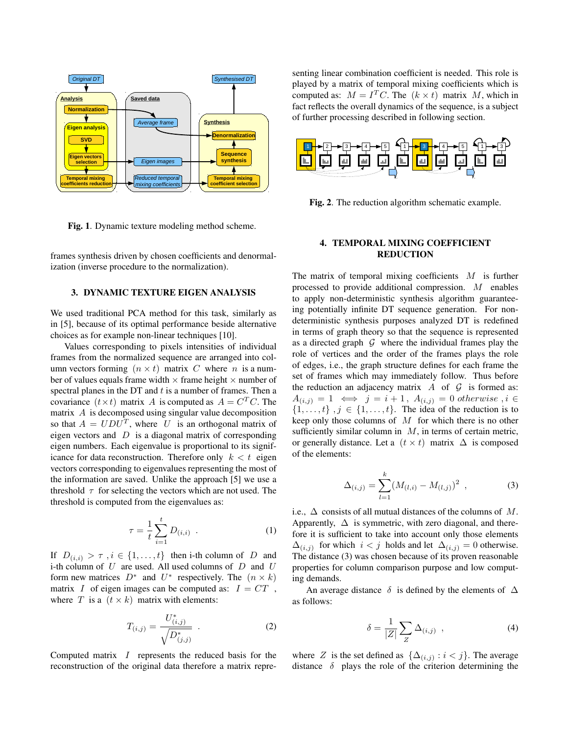Fig. 1. Dynamic texture modeling method scheme.

frames synthesis driven by chosen coefficients and denormalization (inverse procedure to the normalization).

## 3. DYNAMIC TEXTURE EIGEN ANALYSIS

We used traditional PCA method for this task, similarly as in [5], because of its optimal performance beside alternative choices as for example non-linear techniques [10].

Values corresponding to pixels intensities of individual frames from the normalized sequence are arranged into column vectors forming $(n \times t)$ matrix $C$ where $n$ is a number of values equals frame width $\times$ frame height $\times$ number of spectral planes in the DT and $t$ is a number of frames. Then a covariance $(t \times t)$ matrix $A$ is computed as $A = C^T C$. The matrix $A$ is decomposed using singular value decomposition so that $A = UDU^T$, where $U$ is an orthogonal matrix of eigen vectors and $D$ is a diagonal matrix of corresponding eigen numbers. Each eigenvalue is proportional to its significance for data reconstruction. Therefore only $k < t$ eigen vectors corresponding to eigenvalues representing the most of the information are saved. Unlike the approach [5] we use a threshold $\tau$ for selecting the vectors which are not used. The threshold is computed from the eigenvalues as:

$$\tau = \frac{1}{t} \sum_{i=1}^{t} D_{(i,i)} \quad . \tag{1}$$

If $D_{(i,i)} > \tau$ , $i \in \{1, \ldots, t\}$ then i-th column of $D$ and i-th column of $U$ are used. All used columns of $D$ and $U$ form new matrices $D^*$ and $U^*$ respectively. The $(n \times k)$ matrix $I$ of eigen images can be computed as: $I = CT$ , where $T$ is a $(t \times k)$ matrix with elements:

$$T_{(i,j)} = \frac{U^*_{(i,j)}}{\sqrt{D^*_{(j,j)}}} \quad . \tag{2}$$

Computed matrix $I$ represents the reduced basis for the reconstruction of the original data therefore a matrix representing linear combination coefficient is needed. This role is played by a matrix of temporal mixing coefficients which is computed as: $M = I^T C$. The $(k \times t)$ matrix $M$, which in fact reflects the overall dynamics of the sequence, is a subject of further processing described in following section.

Fig. 2. The reduction algorithm schematic example.

## 4. TEMPORAL MIXING COEFFICIENT REDUCTION

The matrix of temporal mixing coefficients $M$ is further processed to provide additional compression. $M$ enables to apply non-deterministic synthesis algorithm guaranteeing potentially infinite DT sequence generation. For non-deterministic synthesis purposes analyzed DT is redefined in terms of graph theory so that the sequence is represented as a directed graph $\mathcal{G}$ where the individual frames play the role of vertices and the order of the frames plays the role of edges, i.e., the graph structure defines for each frame the set of frames which may immediately follow. Thus before the reduction an adjacency matrix $A$ of $\mathcal{G}$ is formed as: $A_{(i,j)} = 1 \iff j = i + 1$, $A_{(i,j)} = 0$ *otherwise* , $i \in \{1, \ldots, t\}$ , $j \in \{1, \ldots, t\}$. The idea of the reduction is to keep only those columns of $M$ for which there is no other sufficiently similar column in $M$, in terms of certain metric, or generally distance. Let a $(t \times t)$ matrix $\Delta$ is composed of the elements:

$$\Delta_{(i,j)} = \sum_{l=1}^{k} (M_{(l,i)} - M_{(l,j)})^2 \quad , \tag{3}$$

i.e., $\Delta$ consists of all mutual distances of the columns of $M$. Apparently, $\Delta$ is symmetric, with zero diagonal, and therefore it is sufficient to take into account only those elements $\Delta_{(i,j)}$ for which $i < j$ holds and let $\Delta_{(i,j)} = 0$ otherwise. The distance (3) was chosen because of its proven reasonable properties for column comparison purpose and low computing demands.

An average distance $\delta$ is defined by the elements of $\Delta$ as follows:

$$\delta = \frac{1}{|Z|} \sum_{Z} \Delta_{(i,j)} \quad , \tag{4}$$

where $Z$ is the set defined as $\{\Delta_{(i,j)} : i < j\}$. The average distance $\delta$ plays the role of the criterion determining the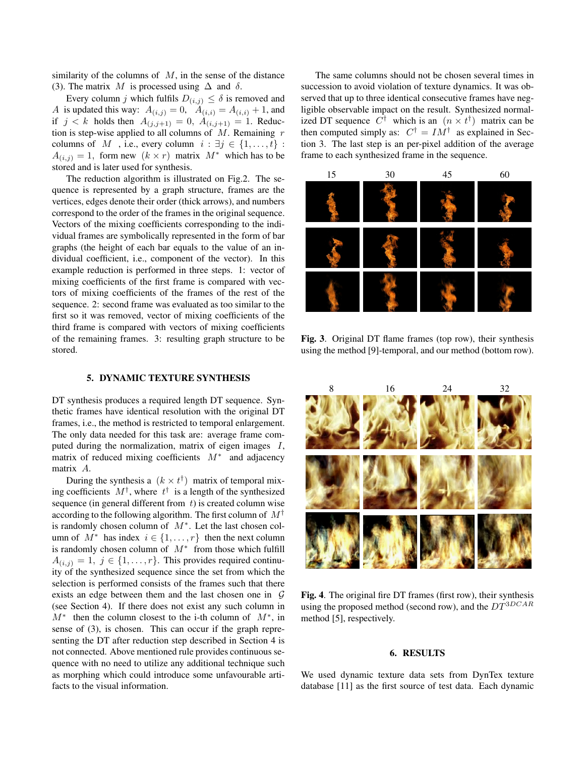similarity of the columns of $M$, in the sense of the distance (3). The matrix $M$ is processed using $\Delta$ and $\delta$.

Every column $j$ which fulfils $D_{(i,j)} \leq \delta$ is removed and $A$ is updated this way: $A_{(i,j)} = 0$, $A_{(i,i)} = A_{(i,i)} + 1$, and if $j < k$ holds then $A_{(j,j+1)} = 0$, $A_{(i,j+1)} = 1$. Reduction is step-wise applied to all columns of $M$. Remaining $r$ columns of $M$, i.e., every column $i : \exists j \in \{1, \ldots, t\} : A_{(i,j)} = 1$, form new $(k \times r)$ matrix $M^*$ which has to be stored and is later used for synthesis.

The reduction algorithm is illustrated on Fig.2. The sequence is represented by a graph structure, frames are the vertices, edges denote their order (thick arrows), and numbers correspond to the order of the frames in the original sequence. Vectors of the mixing coefficients corresponding to the individual frames are symbolically represented in the form of bar graphs (the height of each bar equals to the value of an individual coefficient, i.e., component of the vector). In this example reduction is performed in three steps. 1: vector of mixing coefficients of the first frame is compared with vectors of mixing coefficients of the frames of the rest of the sequence. 2: second frame was evaluated as too similar to the first so it was removed, vector of mixing coefficients of the third frame is compared with vectors of mixing coefficients of the remaining frames. 3: resulting graph structure to be stored.

## 5. DYNAMIC TEXTURE SYNTHESIS

DT synthesis produces a required length DT sequence. Synthetic frames have identical resolution with the original DT frames, i.e., the method is restricted to temporal enlargement. The only data needed for this task are: average frame computed during the normalization, matrix of eigen images $I$, matrix of reduced mixing coefficients $M^*$ and adjacency matrix $A$.

During the synthesis a $(k \times t^\dagger)$ matrix of temporal mixing coefficients $M^\dagger$, where $t^\dagger$ is a length of the synthesized sequence (in general different from $t$) is created column wise according to the following algorithm. The first column of $M^\dagger$ is randomly chosen column of $M^*$. Let the last chosen column of $M^*$ has index $i \in \{1, \ldots, r\}$ then the next column is randomly chosen column of $M^*$ from those which fulfill $A_{(i,j)} = 1,\ j \in \{1, \ldots, r\}$. This provides required continuity of the synthesized sequence since the set from which the selection is performed consists of the frames such that there exists an edge between them and the last one in $\mathcal{G}$ (see Section 4). If there does not exist any such column in $M^*$ then the column closest to the i-th column of $M^*$, in sense of (3), is chosen. This can occur if the graph representing the DT after reduction step described in Section 4 is not connected. Above mentioned rule provides continuous sequence with no need to utilize any additional technique such as morphing which could introduce some unfavourable artifacts to the visual information.

The same columns should not be chosen several times in succession to avoid violation of texture dynamics. It was observed that up to three identical consecutive frames have negligible observable impact on the result. Synthesized normalized DT sequence $C^\dagger$ which is an $(n \times t^\dagger)$ matrix can be then computed simply as: $C^\dagger = IM^\dagger$ as explained in Section 3. The last step is an per-pixel addition of the average frame to each synthesized frame in the sequence.

**Fig. 3**. Original DT flame frames (top row), their synthesis using the method [9]-temporal, and our method (bottom row).

**Fig. 4**. The original fire DT frames (first row), their synthesis using the proposed method (second row), and the $DT^{3DCAR}$ method [5], respectively.

## 6. RESULTS

We used dynamic texture data sets from DynTex texture database [11] as the first source of test data. Each dynamic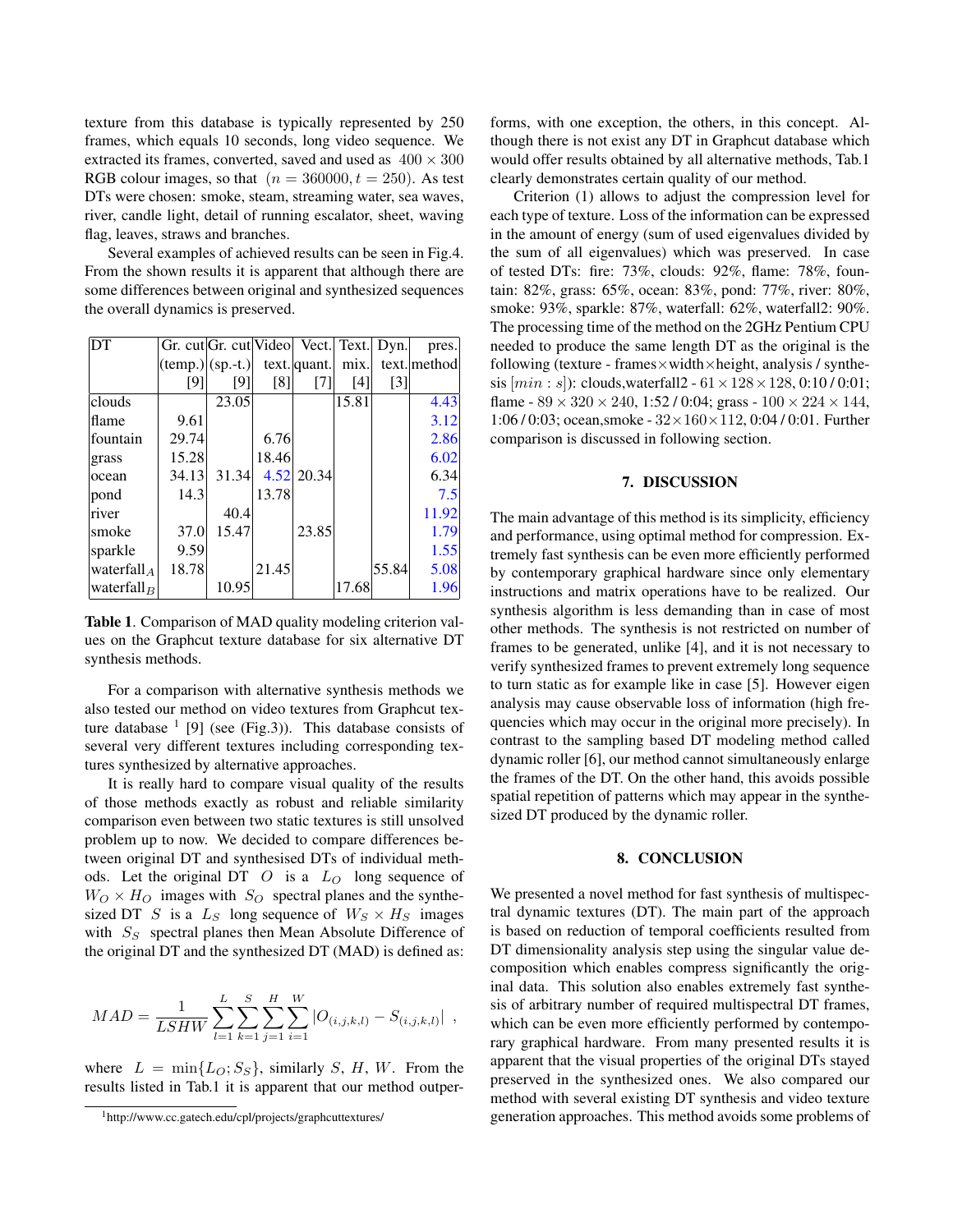texture from this database is typically represented by 250 frames, which equals 10 seconds, long video sequence. We extracted its frames, converted, saved and used as $400 \times 300$ RGB colour images, so that $(n = 360000, t = 250)$. As test DTs were chosen: smoke, steam, streaming water, sea waves, river, candle light, detail of running escalator, sheet, waving flag, leaves, straws and branches.

Several examples of achieved results can be seen in Fig.4. From the shown results it is apparent that although there are some differences between original and synthesized sequences the overall dynamics is preserved.

| DT | Gr. cut (temp.) [9] | Gr. cut (sp.-t.) [9] | Video text. [8] | Vect. quant. [7] | Text. mix. [4] | Dyn. text. [3] | pres. method |
|---|---|---|---|---|---|---|---|
| clouds | | 23.05 | | | 15.81 | | 4.43 |
| flame | 9.61 | | | | | | 3.12 |
| fountain | 29.74 | | 6.76 | | | | 2.86 |
| grass | 15.28 | | 18.46 | | | | 6.02 |
| ocean | 34.13 | 31.34 | 4.52 | 20.34 | | | 6.34 |
| pond | 14.3 | | 13.78 | | | | 7.5 |
| river | | 40.4 | | | | | 11.92 |
| smoke | 37.0 | 15.47 | | 23.85 | | | 1.79 |
| sparkle | 9.59 | | | | | | 1.55 |
| waterfall$_A$ | 18.78 | | 21.45 | | | 55.84 | 5.08 |
| waterfall$_B$ | | 10.95 | | | 17.68 | | 1.96 |

**Table 1**. Comparison of MAD quality modeling criterion values on the Graphcut texture database for six alternative DT synthesis methods.

For a comparison with alternative synthesis methods we also tested our method on video textures from Graphcut texture database [1] [9] (see (Fig.3)). This database consists of several very different textures including corresponding textures synthesized by alternative approaches.

It is really hard to compare visual quality of the results of those methods exactly as robust and reliable similarity comparison even between two static textures is still unsolved problem up to now. We decided to compare differences between original DT and synthesised DTs of individual methods. Let the original DT $O$ is a $L_O$ long sequence of $W_O \times H_O$ images with $S_O$ spectral planes and the synthesized DT $S$ is a $L_S$ long sequence of $W_S \times H_S$ images with $S_S$ spectral planes then Mean Absolute Difference of the original DT and the synthesized DT (MAD) is defined as:

$$MAD = \frac{1}{LSHW} \sum_{l=1}^{L} \sum_{k=1}^{S} \sum_{j=1}^{H} \sum_{i=1}^{W} \left| O_{(i,j,k,l)} - S_{(i,j,k,l)} \right| \ ,$$

where $L = \min\{L_O; S_S\}$, similarly $S$, $H$, $W$. From the results listed in Tab.1 it is apparent that our method outperforms, with one exception, the others, in this concept. Although there is not exist any DT in Graphcut database which would offer results obtained by all alternative methods, Tab.1 clearly demonstrates certain quality of our method.

Criterion (1) allows to adjust the compression level for each type of texture. Loss of the information can be expressed in the amount of energy (sum of used eigenvalues divided by the sum of all eigenvalues) which was preserved. In case of tested DTs: fire: 73%, clouds: 92%, flame: 78%, fountain: 82%, grass: 65%, ocean: 83%, pond: 77%, river: 80%, smoke: 93%, sparkle: 87%, waterfall: 62%, waterfall2: 90%. The processing time of the method on the 2GHz Pentium CPU needed to produce the same length DT as the original is the following (texture - frames×width×height, analysis / synthesis $[min : s]$): clouds,waterfall2 - $61 \times 128 \times 128$, 0:10 / 0:01; flame - $89 \times 320 \times 240$, 1:52 / 0:04; grass - $100 \times 224 \times 144$, 1:06 / 0:03; ocean,smoke - $32 \times 160 \times 112$, 0:04 / 0:01. Further comparison is discussed in following section.

## 7. DISCUSSION

The main advantage of this method is its simplicity, efficiency and performance, using optimal method for compression. Extremely fast synthesis can be even more efficiently performed by contemporary graphical hardware since only elementary instructions and matrix operations have to be realized. Our synthesis algorithm is less demanding than in case of most other methods. The synthesis is not restricted on number of frames to be generated, unlike [4], and it is not necessary to verify synthesized frames to prevent extremely long sequence to turn static as for example like in case [5]. However eigen analysis may cause observable loss of information (high frequencies which may occur in the original more precisely). In contrast to the sampling based DT modeling method called dynamic roller [6], our method cannot simultaneously enlarge the frames of the DT. On the other hand, this avoids possible spatial repetition of patterns which may appear in the synthesized DT produced by the dynamic roller.

## 8. CONCLUSION

We presented a novel method for fast synthesis of multispectral dynamic textures (DT). The main part of the approach is based on reduction of temporal coefficients resulted from DT dimensionality analysis step using the singular value decomposition which enables compress significantly the original data. This solution also enables extremely fast synthesis of arbitrary number of required multispectral DT frames, which can be even more efficiently performed by contemporary graphical hardware. From many presented results it is apparent that the visual properties of the original DTs stayed preserved in the synthesized ones. We also compared our method with several existing DT synthesis and video texture generation approaches. This method avoids some problems of

[1] http://www.cc.gatech.edu/cpl/projects/graphcuttextures/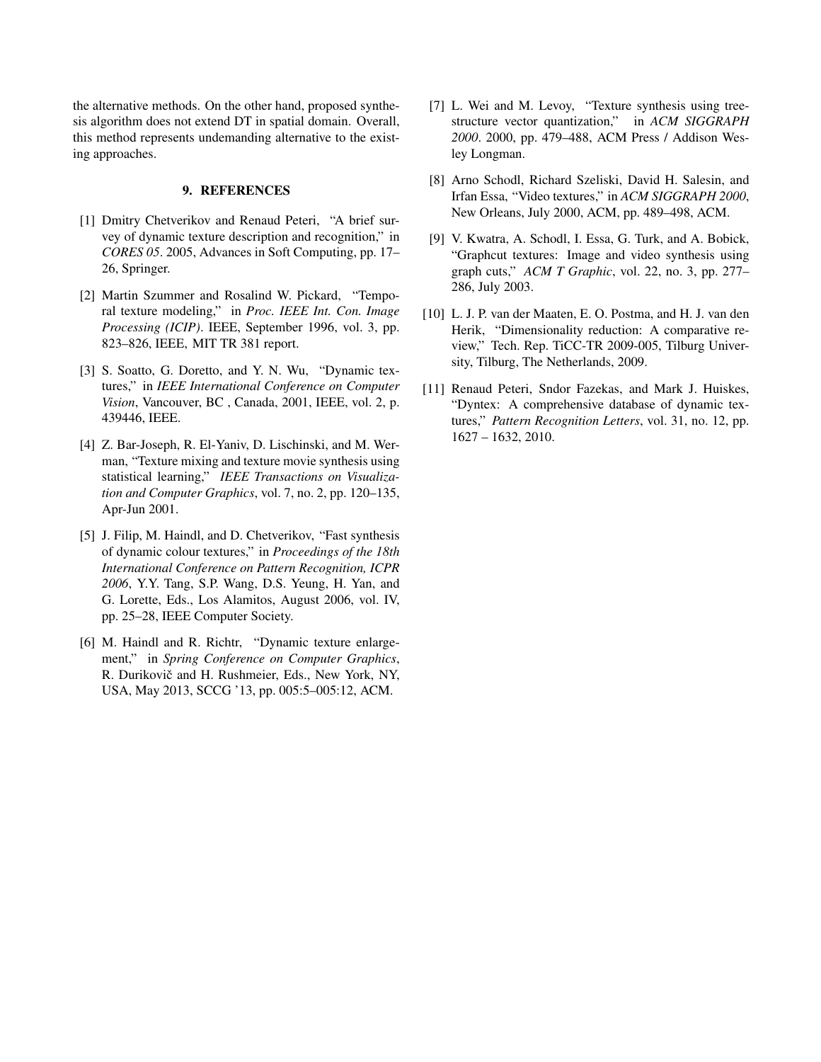the alternative methods. On the other hand, proposed synthesis algorithm does not extend DT in spatial domain. Overall, this method represents undemanding alternative to the existing approaches.

## 9. REFERENCES

[1] Dmitry Chetverikov and Renaud Peteri, "A brief survey of dynamic texture description and recognition," in *CORES 05*. 2005, Advances in Soft Computing, pp. 17–26, Springer.

[2] Martin Szummer and Rosalind W. Pickard, "Temporal texture modeling," in *Proc. IEEE Int. Con. Image Processing (ICIP)*. IEEE, September 1996, vol. 3, pp. 823–826, IEEE, MIT TR 381 report.

[3] S. Soatto, G. Doretto, and Y. N. Wu, "Dynamic textures," in *IEEE International Conference on Computer Vision*, Vancouver, BC , Canada, 2001, IEEE, vol. 2, p. 439446, IEEE.

[4] Z. Bar-Joseph, R. El-Yaniv, D. Lischinski, and M. Werman, "Texture mixing and texture movie synthesis using statistical learning," *IEEE Transactions on Visualization and Computer Graphics*, vol. 7, no. 2, pp. 120–135, Apr-Jun 2001.

[5] J. Filip, M. Haindl, and D. Chetverikov, "Fast synthesis of dynamic colour textures," in *Proceedings of the 18th International Conference on Pattern Recognition, ICPR 2006*, Y.Y. Tang, S.P. Wang, D.S. Yeung, H. Yan, and G. Lorette, Eds., Los Alamitos, August 2006, vol. IV, pp. 25–28, IEEE Computer Society.

[6] M. Haindl and R. Richtr, "Dynamic texture enlargement," in *Spring Conference on Computer Graphics*, R. Durikovič and H. Rushmeier, Eds., New York, NY, USA, May 2013, SCCG '13, pp. 005:5–005:12, ACM.

[7] L. Wei and M. Levoy, "Texture synthesis using tree-structure vector quantization," in *ACM SIGGRAPH 2000*. 2000, pp. 479–488, ACM Press / Addison Wesley Longman.

[8] Arno Schodl, Richard Szeliski, David H. Salesin, and Irfan Essa, "Video textures," in *ACM SIGGRAPH 2000*, New Orleans, July 2000, ACM, pp. 489–498, ACM.

[9] V. Kwatra, A. Schodl, I. Essa, G. Turk, and A. Bobick, "Graphcut textures: Image and video synthesis using graph cuts," *ACM T Graphic*, vol. 22, no. 3, pp. 277–286, July 2003.

[10] L. J. P. van der Maaten, E. O. Postma, and H. J. van den Herik, "Dimensionality reduction: A comparative review," Tech. Rep. TiCC-TR 2009-005, Tilburg University, Tilburg, The Netherlands, 2009.

[11] Renaud Peteri, Sndor Fazekas, and Mark J. Huiskes, "Dyntex: A comprehensive database of dynamic textures," *Pattern Recognition Letters*, vol. 31, no. 12, pp. 1627 – 1632, 2010.